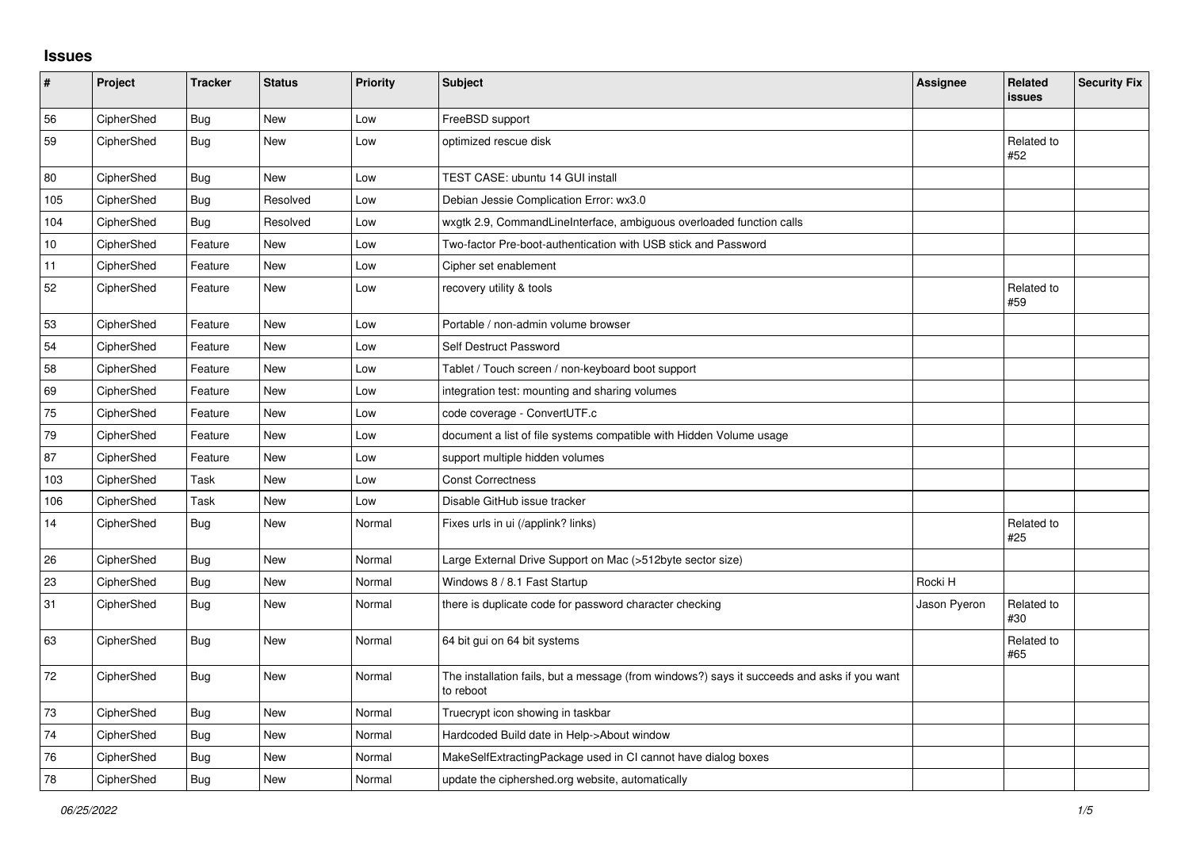## Issues

| # | Project | Tracker | Status | Priority | Subject | Assignee | Related issues | Security Fix |
|---|---|---|---|---|---|---|---|---|
| 56 | CipherShed | Bug | New | Low | FreeBSD support | | | |
| 59 | CipherShed | Bug | New | Low | optimized rescue disk | | Related to #52 | |
| 80 | CipherShed | Bug | New | Low | TEST CASE: ubuntu 14 GUI install | | | |
| 105 | CipherShed | Bug | Resolved | Low | Debian Jessie Complication Error: wx3.0 | | | |
| 104 | CipherShed | Bug | Resolved | Low | wxgtk 2.9, CommandLineInterface, ambiguous overloaded function calls | | | |
| 10 | CipherShed | Feature | New | Low | Two-factor Pre-boot-authentication with USB stick and Password | | | |
| 11 | CipherShed | Feature | New | Low | Cipher set enablement | | | |
| 52 | CipherShed | Feature | New | Low | recovery utility & tools | | Related to #59 | |
| 53 | CipherShed | Feature | New | Low | Portable / non-admin volume browser | | | |
| 54 | CipherShed | Feature | New | Low | Self Destruct Password | | | |
| 58 | CipherShed | Feature | New | Low | Tablet / Touch screen / non-keyboard boot support | | | |
| 69 | CipherShed | Feature | New | Low | integration test: mounting and sharing volumes | | | |
| 75 | CipherShed | Feature | New | Low | code coverage - ConvertUTF.c | | | |
| 79 | CipherShed | Feature | New | Low | document a list of file systems compatible with Hidden Volume usage | | | |
| 87 | CipherShed | Feature | New | Low | support multiple hidden volumes | | | |
| 103 | CipherShed | Task | New | Low | Const Correctness | | | |
| 106 | CipherShed | Task | New | Low | Disable GitHub issue tracker | | | |
| 14 | CipherShed | Bug | New | Normal | Fixes urls in ui (/applink? links) | | Related to #25 | |
| 26 | CipherShed | Bug | New | Normal | Large External Drive Support on Mac (>512byte sector size) | | | |
| 23 | CipherShed | Bug | New | Normal | Windows 8 / 8.1 Fast Startup | Rocki H | | |
| 31 | CipherShed | Bug | New | Normal | there is duplicate code for password character checking | Jason Pyeron | Related to #30 | |
| 63 | CipherShed | Bug | New | Normal | 64 bit gui on 64 bit systems | | Related to #65 | |
| 72 | CipherShed | Bug | New | Normal | The installation fails, but a message (from windows?) says it succeeds and asks if you want to reboot | | | |
| 73 | CipherShed | Bug | New | Normal | Truecrypt icon showing in taskbar | | | |
| 74 | CipherShed | Bug | New | Normal | Hardcoded Build date in Help->About window | | | |
| 76 | CipherShed | Bug | New | Normal | MakeSelfExtractingPackage used in CI cannot have dialog boxes | | | |
| 78 | CipherShed | Bug | New | Normal | update the ciphershed.org website, automatically | | | |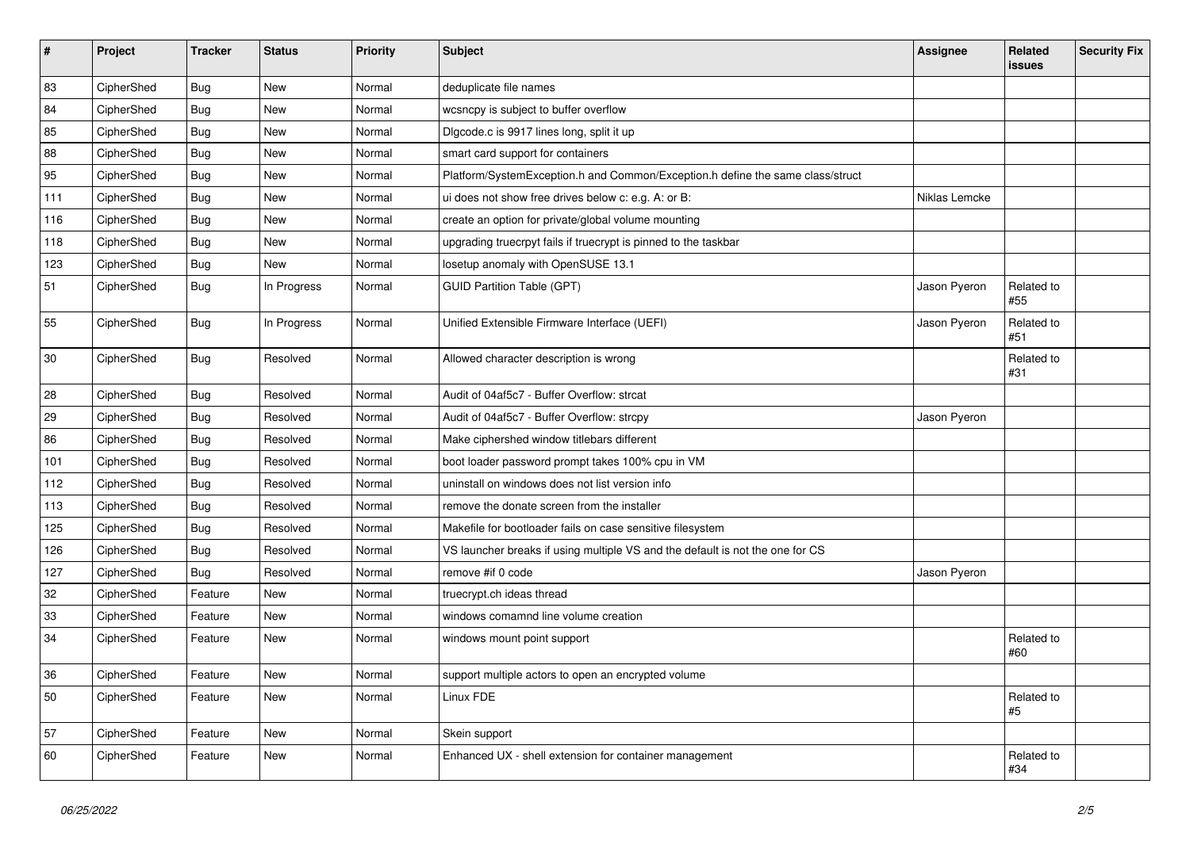| # | Project | Tracker | Status | Priority | Subject | Assignee | Related issues | Security Fix |
|---|---|---|---|---|---|---|---|---|
| 83 | CipherShed | Bug | New | Normal | deduplicate file names | | | |
| 84 | CipherShed | Bug | New | Normal | wcsncpy is subject to buffer overflow | | | |
| 85 | CipherShed | Bug | New | Normal | Dlgcode.c is 9917 lines long, split it up | | | |
| 88 | CipherShed | Bug | New | Normal | smart card support for containers | | | |
| 95 | CipherShed | Bug | New | Normal | Platform/SystemException.h and Common/Exception.h define the same class/struct | | | |
| 111 | CipherShed | Bug | New | Normal | ui does not show free drives below c: e.g. A: or B: | Niklas Lemcke | | |
| 116 | CipherShed | Bug | New | Normal | create an option for private/global volume mounting | | | |
| 118 | CipherShed | Bug | New | Normal | upgrading truecrpyt fails if truecrypt is pinned to the taskbar | | | |
| 123 | CipherShed | Bug | New | Normal | losetup anomaly with OpenSUSE 13.1 | | | |
| 51 | CipherShed | Bug | In Progress | Normal | GUID Partition Table (GPT) | Jason Pyeron | Related to #55 | |
| 55 | CipherShed | Bug | In Progress | Normal | Unified Extensible Firmware Interface (UEFI) | Jason Pyeron | Related to #51 | |
| 30 | CipherShed | Bug | Resolved | Normal | Allowed character description is wrong | | Related to #31 | |
| 28 | CipherShed | Bug | Resolved | Normal | Audit of 04af5c7 - Buffer Overflow: strcat | | | |
| 29 | CipherShed | Bug | Resolved | Normal | Audit of 04af5c7 - Buffer Overflow: strcpy | Jason Pyeron | | |
| 86 | CipherShed | Bug | Resolved | Normal | Make ciphershed window titlebars different | | | |
| 101 | CipherShed | Bug | Resolved | Normal | boot loader password prompt takes 100% cpu in VM | | | |
| 112 | CipherShed | Bug | Resolved | Normal | uninstall on windows does not list version info | | | |
| 113 | CipherShed | Bug | Resolved | Normal | remove the donate screen from the installer | | | |
| 125 | CipherShed | Bug | Resolved | Normal | Makefile for bootloader fails on case sensitive filesystem | | | |
| 126 | CipherShed | Bug | Resolved | Normal | VS launcher breaks if using multiple VS and the default is not the one for CS | | | |
| 127 | CipherShed | Bug | Resolved | Normal | remove #if 0 code | Jason Pyeron | | |
| 32 | CipherShed | Feature | New | Normal | truecrypt.ch ideas thread | | | |
| 33 | CipherShed | Feature | New | Normal | windows comamnd line volume creation | | | |
| 34 | CipherShed | Feature | New | Normal | windows mount point support | | Related to #60 | |
| 36 | CipherShed | Feature | New | Normal | support multiple actors to open an encrypted volume | | | |
| 50 | CipherShed | Feature | New | Normal | Linux FDE | | Related to #5 | |
| 57 | CipherShed | Feature | New | Normal | Skein support | | | |
| 60 | CipherShed | Feature | New | Normal | Enhanced UX - shell extension for container management | | Related to #34 | |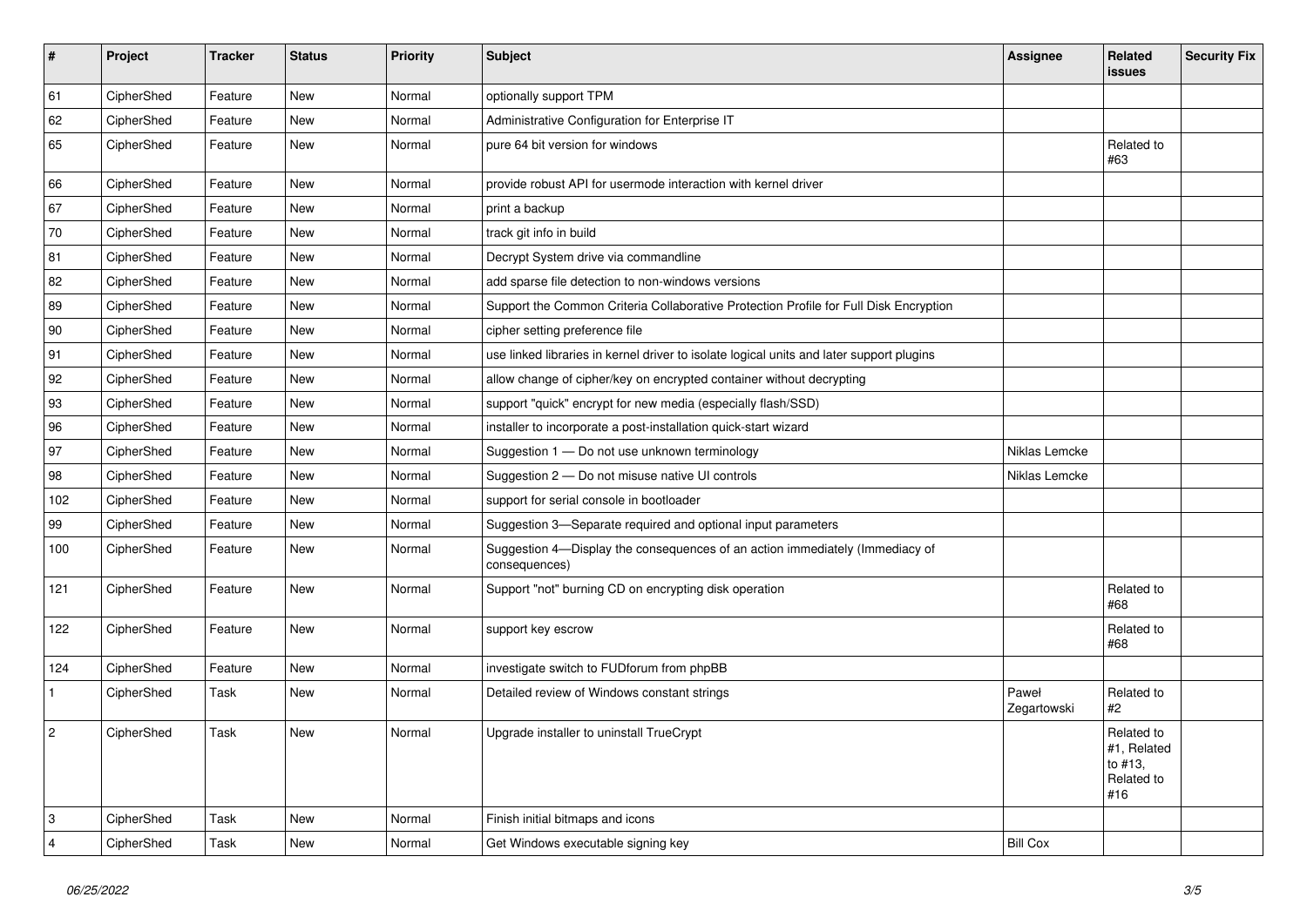| # | Project | Tracker | Status | Priority | Subject | Assignee | Related issues | Security Fix |
|---|---|---|---|---|---|---|---|---|
| 61 | CipherShed | Feature | New | Normal | optionally support TPM | | | |
| 62 | CipherShed | Feature | New | Normal | Administrative Configuration for Enterprise IT | | | |
| 65 | CipherShed | Feature | New | Normal | pure 64 bit version for windows | | Related to #63 | |
| 66 | CipherShed | Feature | New | Normal | provide robust API for usermode interaction with kernel driver | | | |
| 67 | CipherShed | Feature | New | Normal | print a backup | | | |
| 70 | CipherShed | Feature | New | Normal | track git info in build | | | |
| 81 | CipherShed | Feature | New | Normal | Decrypt System drive via commandline | | | |
| 82 | CipherShed | Feature | New | Normal | add sparse file detection to non-windows versions | | | |
| 89 | CipherShed | Feature | New | Normal | Support the Common Criteria Collaborative Protection Profile for Full Disk Encryption | | | |
| 90 | CipherShed | Feature | New | Normal | cipher setting preference file | | | |
| 91 | CipherShed | Feature | New | Normal | use linked libraries in kernel driver to isolate logical units and later support plugins | | | |
| 92 | CipherShed | Feature | New | Normal | allow change of cipher/key on encrypted container without decrypting | | | |
| 93 | CipherShed | Feature | New | Normal | support "quick" encrypt for new media (especially flash/SSD) | | | |
| 96 | CipherShed | Feature | New | Normal | installer to incorporate a post-installation quick-start wizard | | | |
| 97 | CipherShed | Feature | New | Normal | Suggestion 1 — Do not use unknown terminology | Niklas Lemcke | | |
| 98 | CipherShed | Feature | New | Normal | Suggestion 2 — Do not misuse native UI controls | Niklas Lemcke | | |
| 102 | CipherShed | Feature | New | Normal | support for serial console in bootloader | | | |
| 99 | CipherShed | Feature | New | Normal | Suggestion 3—Separate required and optional input parameters | | | |
| 100 | CipherShed | Feature | New | Normal | Suggestion 4—Display the consequences of an action immediately (Immediacy of consequences) | | | |
| 121 | CipherShed | Feature | New | Normal | Support "not" burning CD on encrypting disk operation | | Related to #68 | |
| 122 | CipherShed | Feature | New | Normal | support key escrow | | Related to #68 | |
| 124 | CipherShed | Feature | New | Normal | investigate switch to FUDforum from phpBB | | | |
| 1 | CipherShed | Task | New | Normal | Detailed review of Windows constant strings | Paweł Zegartowski | Related to #2 | |
| 2 | CipherShed | Task | New | Normal | Upgrade installer to uninstall TrueCrypt | | Related to #1, Related to #13, Related to #16 | |
| 3 | CipherShed | Task | New | Normal | Finish initial bitmaps and icons | | | |
| 4 | CipherShed | Task | New | Normal | Get Windows executable signing key | Bill Cox | | |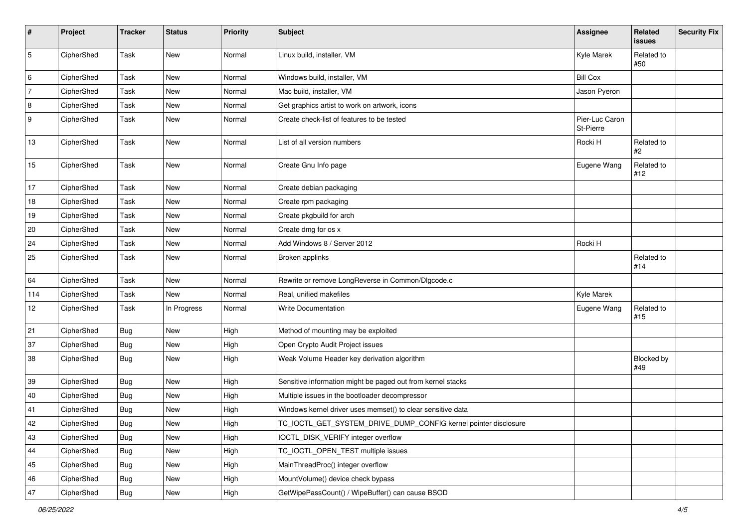| # | Project | Tracker | Status | Priority | Subject | Assignee | Related issues | Security Fix |
|---|---|---|---|---|---|---|---|---|
| 5 | CipherShed | Task | New | Normal | Linux build, installer, VM | Kyle Marek | Related to #50 | |
| 6 | CipherShed | Task | New | Normal | Windows build, installer, VM | Bill Cox | | |
| 7 | CipherShed | Task | New | Normal | Mac build, installer, VM | Jason Pyeron | | |
| 8 | CipherShed | Task | New | Normal | Get graphics artist to work on artwork, icons | | | |
| 9 | CipherShed | Task | New | Normal | Create check-list of features to be tested | Pier-Luc Caron St-Pierre | | |
| 13 | CipherShed | Task | New | Normal | List of all version numbers | Rocki H | Related to #2 | |
| 15 | CipherShed | Task | New | Normal | Create Gnu Info page | Eugene Wang | Related to #12 | |
| 17 | CipherShed | Task | New | Normal | Create debian packaging | | | |
| 18 | CipherShed | Task | New | Normal | Create rpm packaging | | | |
| 19 | CipherShed | Task | New | Normal | Create pkgbuild for arch | | | |
| 20 | CipherShed | Task | New | Normal | Create dmg for os x | | | |
| 24 | CipherShed | Task | New | Normal | Add Windows 8 / Server 2012 | Rocki H | | |
| 25 | CipherShed | Task | New | Normal | Broken applinks | | Related to #14 | |
| 64 | CipherShed | Task | New | Normal | Rewrite or remove LongReverse in Common/Dlgcode.c | | | |
| 114 | CipherShed | Task | New | Normal | Real, unified makefiles | Kyle Marek | | |
| 12 | CipherShed | Task | In Progress | Normal | Write Documentation | Eugene Wang | Related to #15 | |
| 21 | CipherShed | Bug | New | High | Method of mounting may be exploited | | | |
| 37 | CipherShed | Bug | New | High | Open Crypto Audit Project issues | | | |
| 38 | CipherShed | Bug | New | High | Weak Volume Header key derivation algorithm | | Blocked by #49 | |
| 39 | CipherShed | Bug | New | High | Sensitive information might be paged out from kernel stacks | | | |
| 40 | CipherShed | Bug | New | High | Multiple issues in the bootloader decompressor | | | |
| 41 | CipherShed | Bug | New | High | Windows kernel driver uses memset() to clear sensitive data | | | |
| 42 | CipherShed | Bug | New | High | TC_IOCTL_GET_SYSTEM_DRIVE_DUMP_CONFIG kernel pointer disclosure | | | |
| 43 | CipherShed | Bug | New | High | IOCTL_DISK_VERIFY integer overflow | | | |
| 44 | CipherShed | Bug | New | High | TC_IOCTL_OPEN_TEST multiple issues | | | |
| 45 | CipherShed | Bug | New | High | MainThreadProc() integer overflow | | | |
| 46 | CipherShed | Bug | New | High | MountVolume() device check bypass | | | |
| 47 | CipherShed | Bug | New | High | GetWipePassCount() / WipeBuffer() can cause BSOD | | | |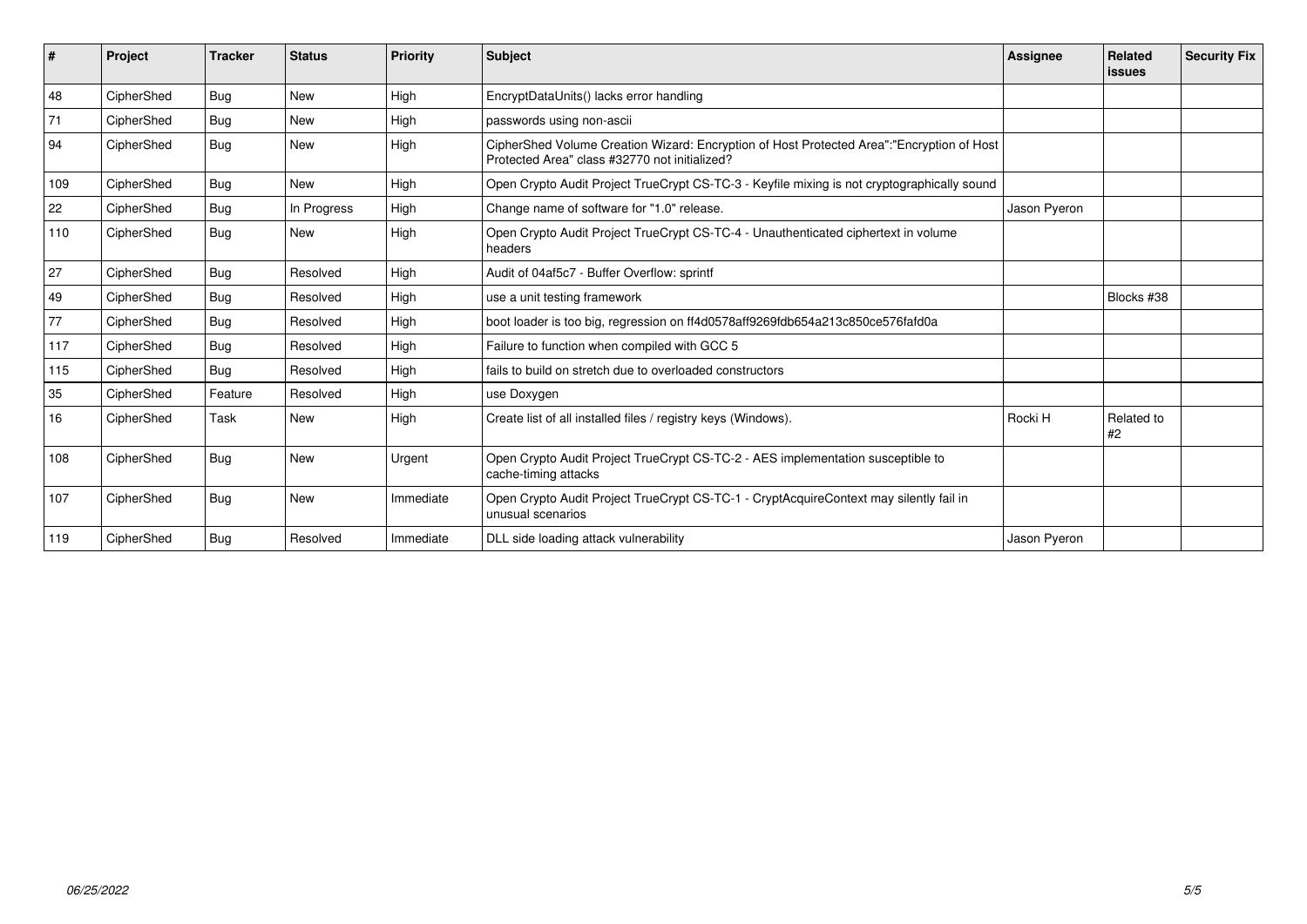| # | Project | Tracker | Status | Priority | Subject | Assignee | Related issues | Security Fix |
|---|---|---|---|---|---|---|---|---|
| 48 | CipherShed | Bug | New | High | EncryptDataUnits() lacks error handling | | | |
| 71 | CipherShed | Bug | New | High | passwords using non-ascii | | | |
| 94 | CipherShed | Bug | New | High | CipherShed Volume Creation Wizard: Encryption of Host Protected Area":"Encryption of Host Protected Area" class #32770 not initialized? | | | |
| 109 | CipherShed | Bug | New | High | Open Crypto Audit Project TrueCrypt CS-TC-3 - Keyfile mixing is not cryptographically sound | | | |
| 22 | CipherShed | Bug | In Progress | High | Change name of software for "1.0" release. | Jason Pyeron | | |
| 110 | CipherShed | Bug | New | High | Open Crypto Audit Project TrueCrypt CS-TC-4 - Unauthenticated ciphertext in volume headers | | | |
| 27 | CipherShed | Bug | Resolved | High | Audit of 04af5c7 - Buffer Overflow: sprintf | | | |
| 49 | CipherShed | Bug | Resolved | High | use a unit testing framework | | Blocks #38 | |
| 77 | CipherShed | Bug | Resolved | High | boot loader is too big, regression on ff4d0578aff9269fdb654a213c850ce576fafd0a | | | |
| 117 | CipherShed | Bug | Resolved | High | Failure to function when compiled with GCC 5 | | | |
| 115 | CipherShed | Bug | Resolved | High | fails to build on stretch due to overloaded constructors | | | |
| 35 | CipherShed | Feature | Resolved | High | use Doxygen | | | |
| 16 | CipherShed | Task | New | High | Create list of all installed files / registry keys (Windows). | Rocki H | Related to #2 | |
| 108 | CipherShed | Bug | New | Urgent | Open Crypto Audit Project TrueCrypt CS-TC-2 - AES implementation susceptible to cache-timing attacks | | | |
| 107 | CipherShed | Bug | New | Immediate | Open Crypto Audit Project TrueCrypt CS-TC-1 - CryptAcquireContext may silently fail in unusual scenarios | | | |
| 119 | CipherShed | Bug | Resolved | Immediate | DLL side loading attack vulnerability | Jason Pyeron | | |